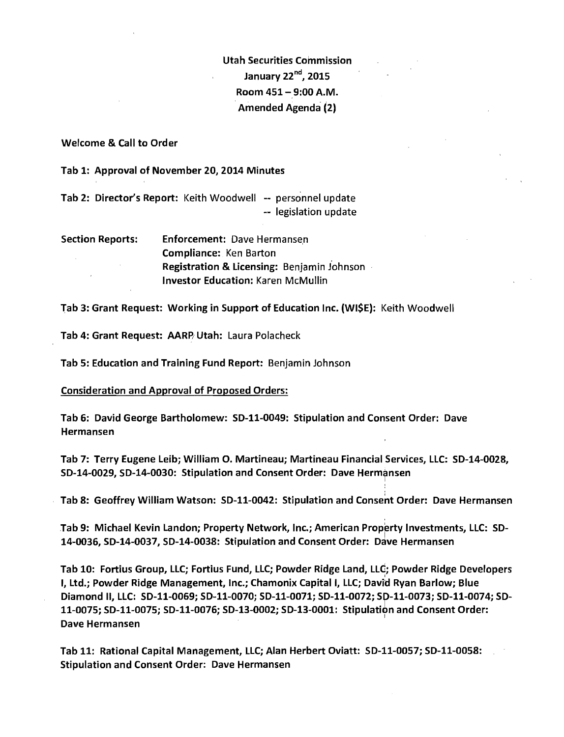**Utah Securities Commission**
**January 22nd, 2015**
**Room 451 – 9:00 A.M.**
**Amended Agenda (2)**

**Welcome & Call to Order**

**Tab 1: Approval of November 20, 2014 Minutes**

**Tab 2: Director's Report:** Keith Woodwell -- personnel update
-- legislation update

**Section Reports:**
- **Enforcement:** Dave Hermansen
- **Compliance:** Ken Barton
- **Registration & Licensing:** Benjamin Johnson
- **Investor Education:** Karen McMullin

**Tab 3: Grant Request: Working in Support of Education Inc. (WI$E):** Keith Woodwell

**Tab 4: Grant Request: AARP Utah:** Laura Polacheck

**Tab 5: Education and Training Fund Report:** Benjamin Johnson

**Consideration and Approval of Proposed Orders:**

**Tab 6: David George Bartholomew: SD-11-0049: Stipulation and Consent Order: Dave Hermansen**

**Tab 7: Terry Eugene Leib; William O. Martineau; Martineau Financial Services, LLC: SD-14-0028, SD-14-0029, SD-14-0030: Stipulation and Consent Order: Dave Hermansen**

**Tab 8: Geoffrey William Watson: SD-11-0042: Stipulation and Consent Order: Dave Hermansen**

**Tab 9: Michael Kevin Landon; Property Network, Inc.; American Property Investments, LLC: SD-14-0036, SD-14-0037, SD-14-0038: Stipulation and Consent Order: Dave Hermansen**

**Tab 10: Fortius Group, LLC; Fortius Fund, LLC; Powder Ridge Land, LLC; Powder Ridge Developers I, Ltd.; Powder Ridge Management, Inc.; Chamonix Capital I, LLC; David Ryan Barlow; Blue Diamond II, LLC: SD-11-0069; SD-11-0070; SD-11-0071; SD-11-0072; SD-11-0073; SD-11-0074; SD-11-0075; SD-11-0075; SD-11-0076; SD-13-0002; SD-13-0001: Stipulation and Consent Order: Dave Hermansen**

**Tab 11: Rational Capital Management, LLC; Alan Herbert Oviatt: SD-11-0057; SD-11-0058: Stipulation and Consent Order: Dave Hermansen**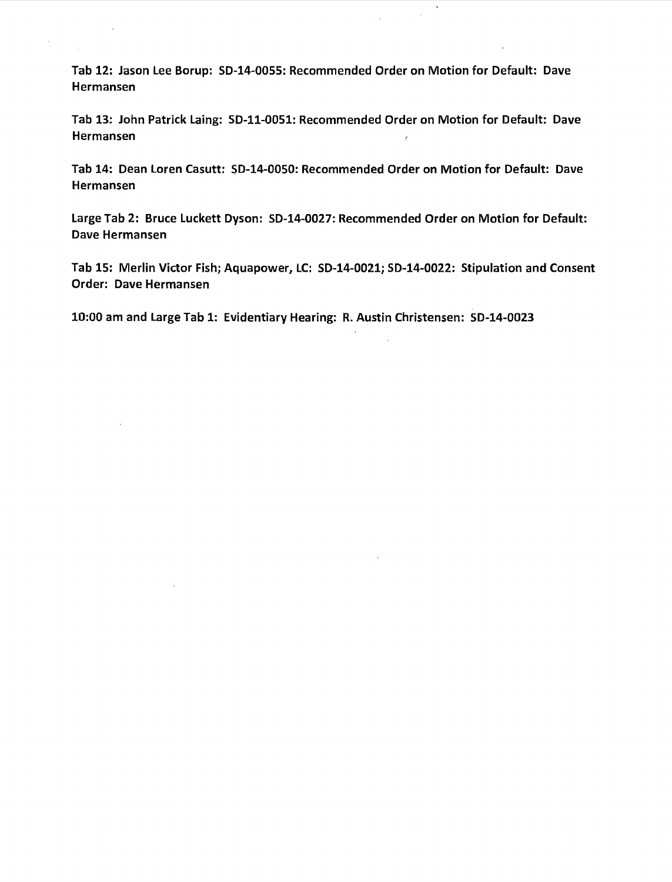**Tab 12: Jason Lee Borup: SD-14-0055: Recommended Order on Motion for Default: Dave Hermansen**

**Tab 13: John Patrick Laing: SD-11-0051: Recommended Order on Motion for Default: Dave Hermansen**

**Tab 14: Dean Loren Casutt: SD-14-0050: Recommended Order on Motion for Default: Dave Hermansen**

**Large Tab 2: Bruce Luckett Dyson: SD-14-0027: Recommended Order on Motion for Default: Dave Hermansen**

**Tab 15: Merlin Victor Fish; Aquapower, LC: SD-14-0021; SD-14-0022: Stipulation and Consent Order: Dave Hermansen**

**10:00 am and Large Tab 1: Evidentiary Hearing: R. Austin Christensen: SD-14-0023**